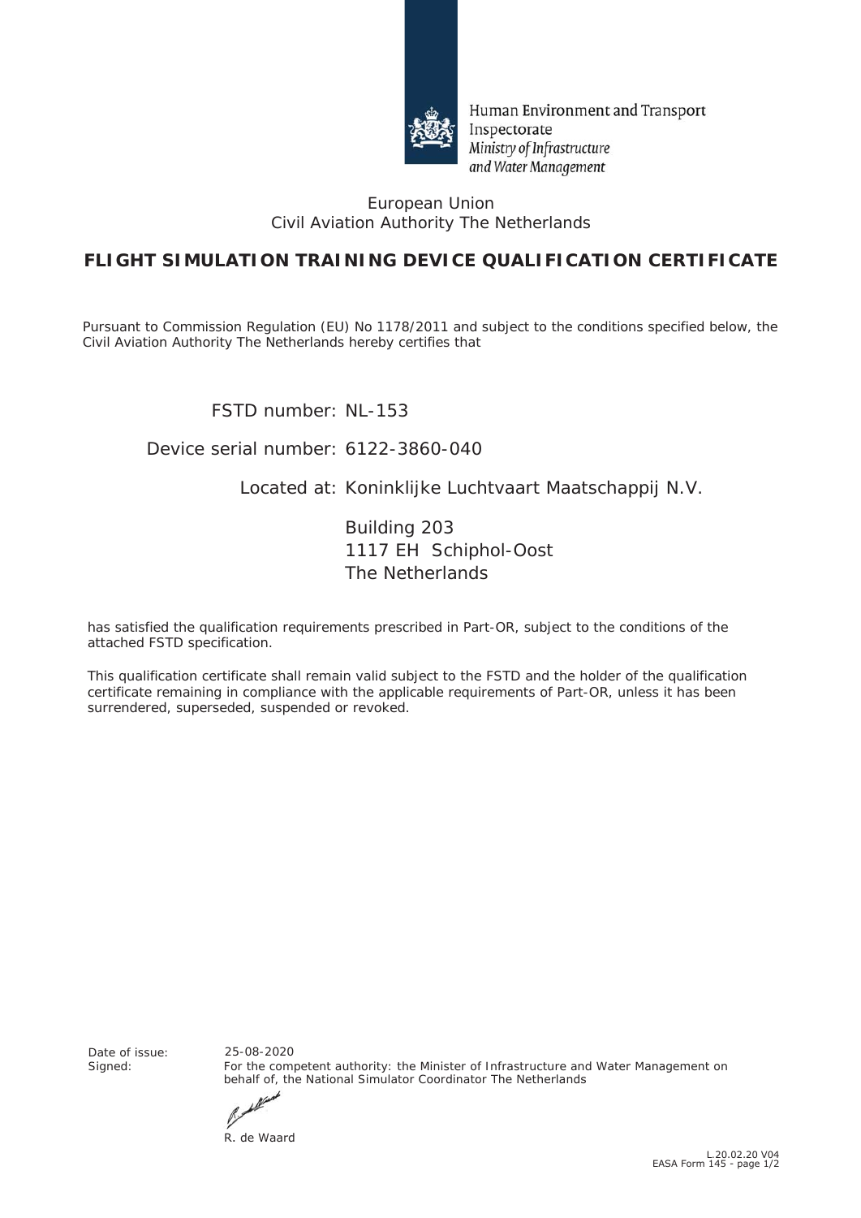Human Environment and Transport Inspectorate
*Ministry of Infrastructure and Water Management*

European Union
Civil Aviation Authority The Netherlands

# FLIGHT SIMULATION TRAINING DEVICE QUALIFICATION CERTIFICATE

Pursuant to Commission Regulation (EU) No 1178/2011 and subject to the conditions specified below, the Civil Aviation Authority The Netherlands hereby certifies that

FSTD number: NL-153

Device serial number: 6122-3860-040

Located at: Koninklijke Luchtvaart Maatschappij N.V.

Building 203
1117 EH Schiphol-Oost
The Netherlands

has satisfied the qualification requirements prescribed in Part-OR, subject to the conditions of the attached FSTD specification.

This qualification certificate shall remain valid subject to the FSTD and the holder of the qualification certificate remaining in compliance with the applicable requirements of Part-OR, unless it has been surrendered, superseded, suspended or revoked.

Date of issue: 25-08-2020

Signed: For the competent authority: the Minister of Infrastructure and Water Management on behalf of, the National Simulator Coordinator The Netherlands

R. de Waard

L.20.02.20 V04
EASA Form 145 - page 1/2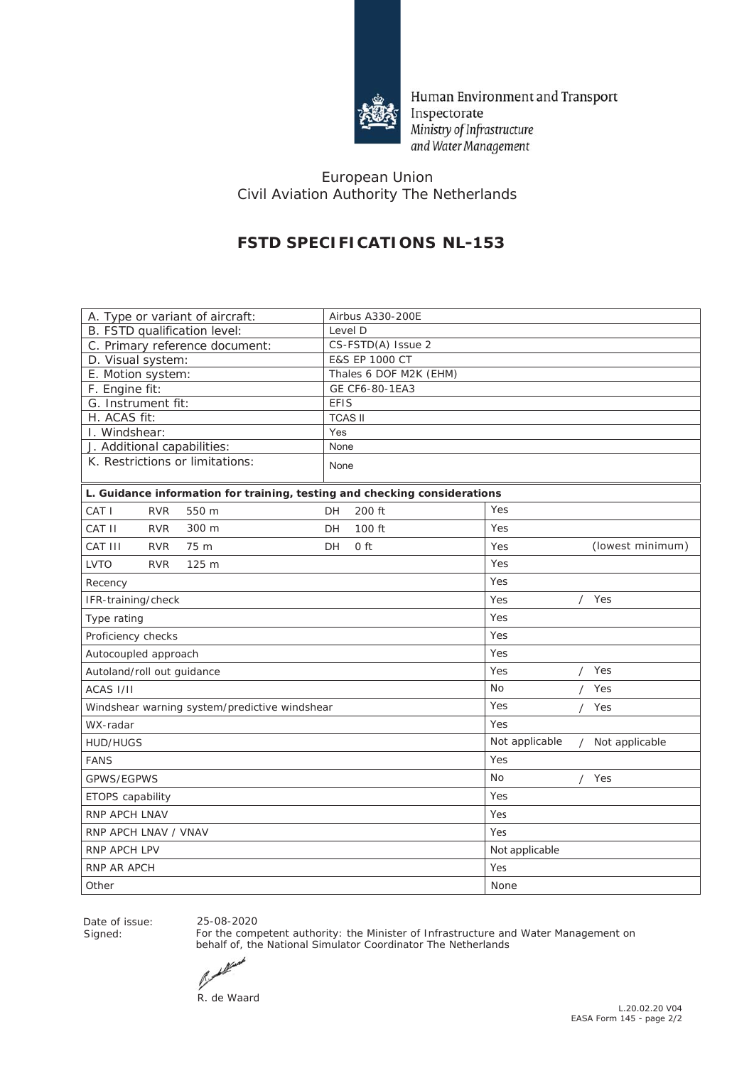Human Environment and Transport Inspectorate
*Ministry of Infrastructure and Water Management*

European Union
Civil Aviation Authority The Netherlands

# FSTD SPECIFICATIONS NL-153

| | |
|---|---|
| A. Type or variant of aircraft: | Airbus A330-200E |
| B. FSTD qualification level: | Level D |
| C. Primary reference document: | CS-FSTD(A) Issue 2 |
| D. Visual system: | E&S EP 1000 CT |
| E. Motion system: | Thales 6 DOF M2K (EHM) |
| F. Engine fit: | GE CF6-80-1EA3 |
| G. Instrument fit: | EFIS |
| H. ACAS fit: | TCAS II |
| I. Windshear: | Yes |
| J. Additional capabilities: | None |
| K. Restrictions or limitations: | None |

**L. Guidance information for training, testing and checking considerations**

| | | | | | |
|---|---|---|---|---|---|
| CAT I | RVR | 550 m | DH | 200 ft | Yes |
| CAT II | RVR | 300 m | DH | 100 ft | Yes |
| CAT III | RVR | 75 m | DH | 0 ft | Yes (lowest minimum) |
| LVTO | RVR | 125 m | | | Yes |
| Recency | | | | | Yes |
| IFR-training/check | | | | | Yes / Yes |
| Type rating | | | | | Yes |
| Proficiency checks | | | | | Yes |
| Autocoupled approach | | | | | Yes |
| Autoland/roll out guidance | | | | | Yes / Yes |
| ACAS I/II | | | | | No / Yes |
| Windshear warning system/predictive windshear | | | | | Yes / Yes |
| WX-radar | | | | | Yes |
| HUD/HUGS | | | | | Not applicable / Not applicable |
| FANS | | | | | Yes |
| GPWS/EGPWS | | | | | No / Yes |
| ETOPS capability | | | | | Yes |
| RNP APCH LNAV | | | | | Yes |
| RNP APCH LNAV / VNAV | | | | | Yes |
| RNP APCH LPV | | | | | Not applicable |
| RNP AR APCH | | | | | Yes |
| Other | | | | | None |

Date of issue: 25-08-2020

Signed: For the competent authority: the Minister of Infrastructure and Water Management on behalf of, the National Simulator Coordinator The Netherlands

R. de Waard

L.20.02.20 V04
EASA Form 145 - page 2/2